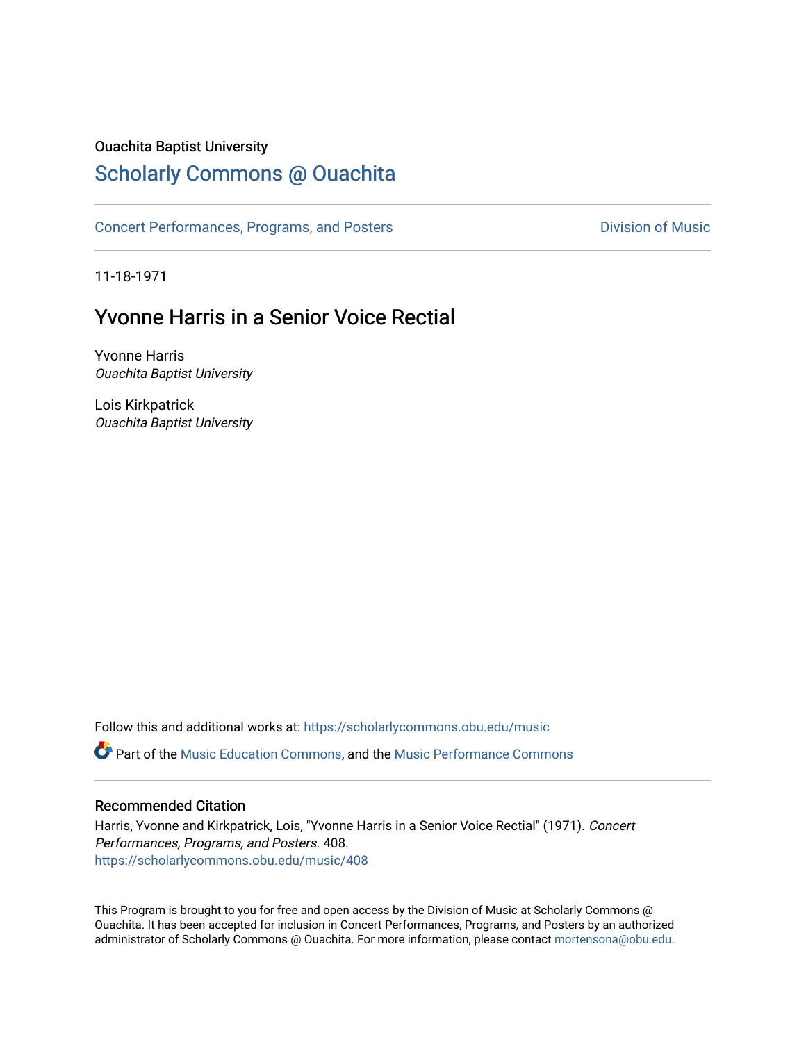Ouachita Baptist University

# Scholarly Commons @ Ouachita

Concert Performances, Programs, and Posters

Division of Music

11-18-1971

## Yvonne Harris in a Senior Voice Rectial

Yvonne Harris
*Ouachita Baptist University*

Lois Kirkpatrick
*Ouachita Baptist University*

Follow this and additional works at: https://scholarlycommons.obu.edu/music

Part of the Music Education Commons, and the Music Performance Commons

### Recommended Citation

Harris, Yvonne and Kirkpatrick, Lois, "Yvonne Harris in a Senior Voice Rectial" (1971). *Concert Performances, Programs, and Posters*. 408.
https://scholarlycommons.obu.edu/music/408

This Program is brought to you for free and open access by the Division of Music at Scholarly Commons @ Ouachita. It has been accepted for inclusion in Concert Performances, Programs, and Posters by an authorized administrator of Scholarly Commons @ Ouachita. For more information, please contact mortensona@obu.edu.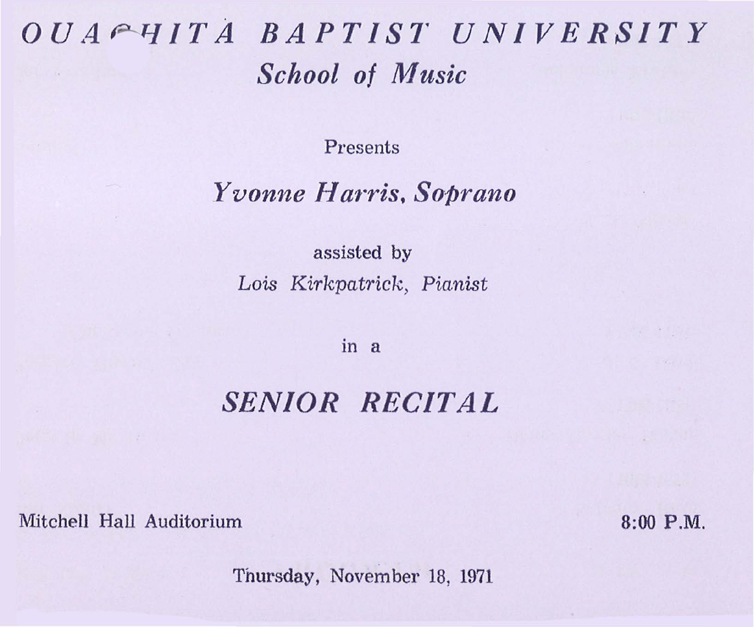# *OUACHITA BAPTIST UNIVERSITY*

## *School of Music*

Presents

## *Yvonne Harris, Soprano*

assisted by

*Lois Kirkpatrick, Pianist*

in a

## *SENIOR RECITAL*

Mitchell Hall Auditorium

8:00 P.M.

Thursday, November 18, 1971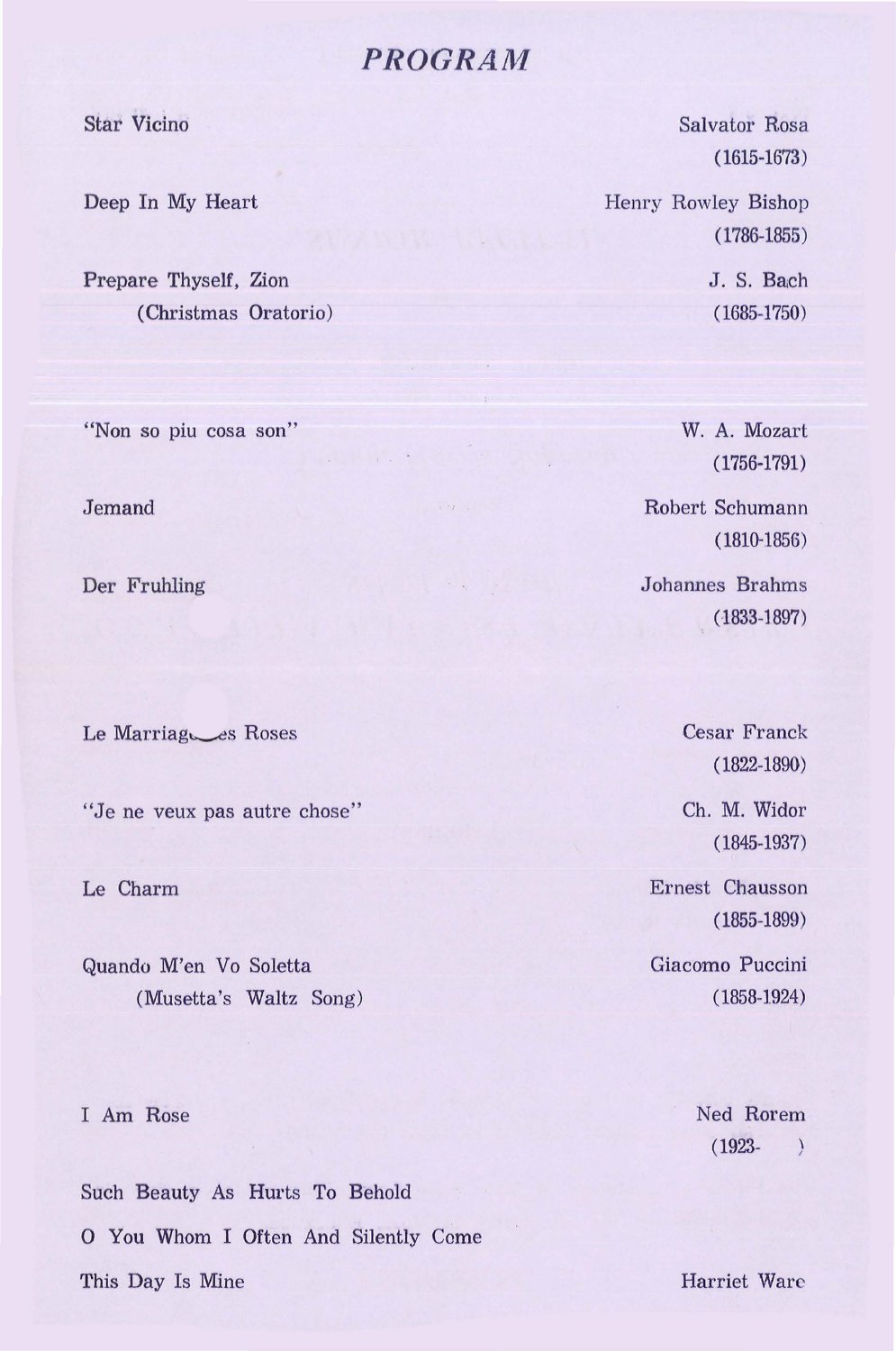# *PROGRAM*

| | |
|---|---|
| Star Vicino | Salvator Rosa (1615-1673) |
| Deep In My Heart | Henry Rowley Bishop (1786-1855) |
| Prepare Thyself, Zion (Christmas Oratorio) | J. S. Bach (1685-1750) |
| "Non so piu cosa son" | W. A. Mozart (1756-1791) |
| Jemand | Robert Schumann (1810-1856) |
| Der Fruhling | Johannes Brahms (1833-1897) |
| Le Marriage des Roses | Cesar Franck (1822-1890) |
| "Je ne veux pas autre chose" | Ch. M. Widor (1845-1937) |
| Le Charm | Ernest Chausson (1855-1899) |
| Quando M'en Vo Soletta (Musetta's Waltz Song) | Giacomo Puccini (1858-1924) |
| I Am Rose | Ned Rorem (1923- ) |
| Such Beauty As Hurts To Behold | |
| O You Whom I Often And Silently Come | |
| This Day Is Mine | Harriet Ware |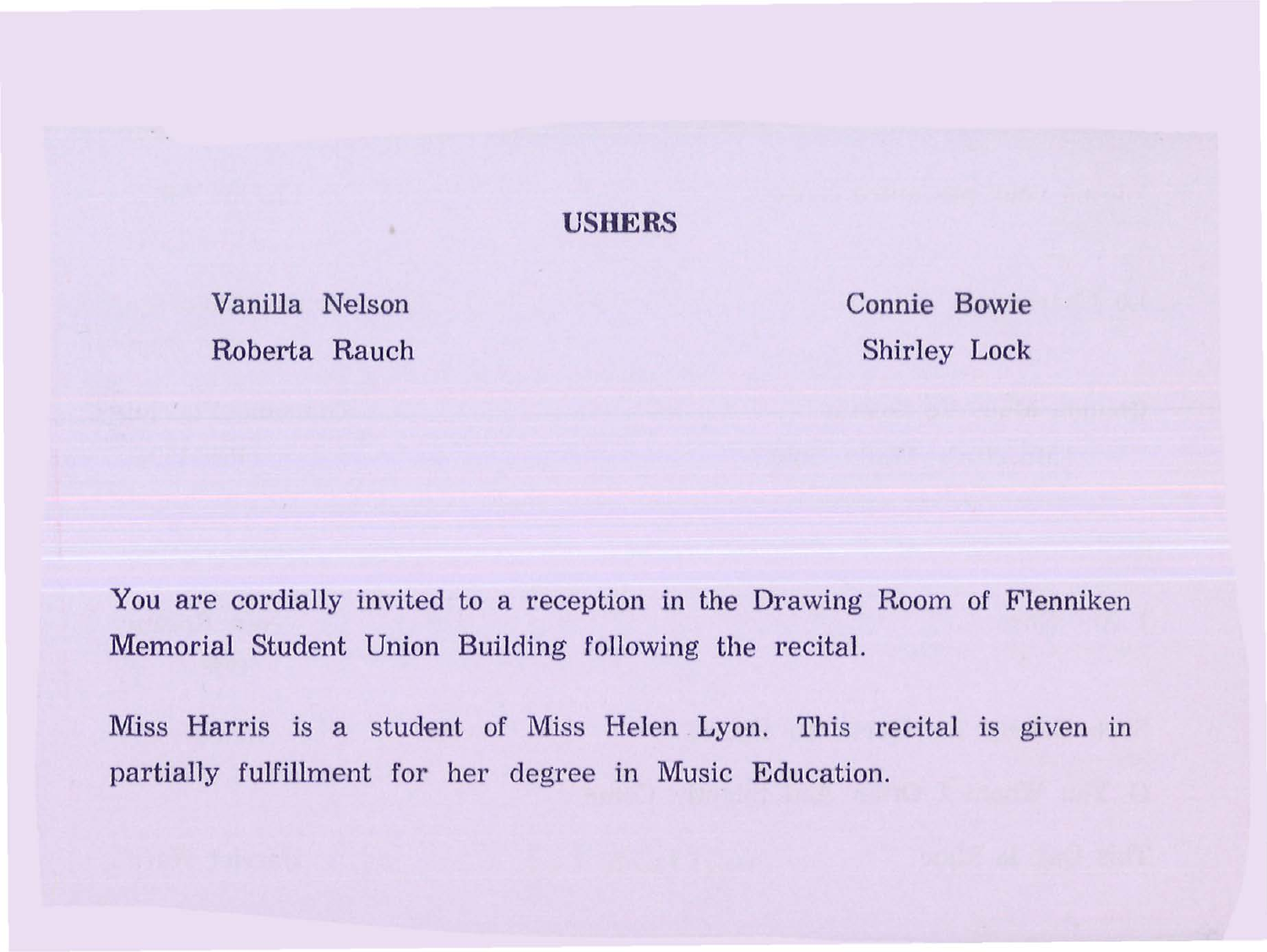## USHERS

Vanilla Nelson
Roberta Rauch
Connie Bowie
Shirley Lock

You are cordially invited to a reception in the Drawing Room of Flenniken Memorial Student Union Building following the recital.

Miss Harris is a student of Miss Helen Lyon. This recital is given in partially fulfillment for her degree in Music Education.